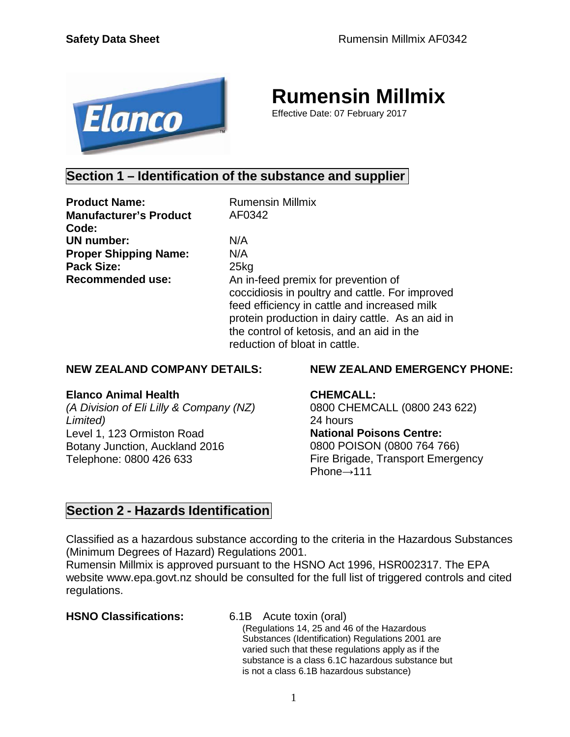# Rumensin Millmix

Effective Date: 07 February 2017

## Section 1 – Identification of the substance and supplier

**Product Name:** Rumensin Millmix

**Manufacturer's Product Code:** AF0342

**UN number:** N/A

**Proper Shipping Name:** N/A

**Pack Size:** 25kg

**Recommended use:** An in-feed premix for prevention of coccidiosis in poultry and cattle. For improved feed efficiency in cattle and increased milk protein production in dairy cattle. As an aid in the control of ketosis, and an aid in the reduction of bloat in cattle.

**NEW ZEALAND COMPANY DETAILS:**

**Elanco Animal Health**
*(A Division of Eli Lilly & Company (NZ) Limited)*
Level 1, 123 Ormiston Road
Botany Junction, Auckland 2016
Telephone: 0800 426 633

**NEW ZEALAND EMERGENCY PHONE:**

**CHEMCALL:**
0800 CHEMCALL (0800 243 622)
24 hours
**National Poisons Centre:**
0800 POISON (0800 764 766)
Fire Brigade, Transport Emergency Phone→111

## Section 2 - Hazards Identification

Classified as a hazardous substance according to the criteria in the Hazardous Substances (Minimum Degrees of Hazard) Regulations 2001.
Rumensin Millmix is approved pursuant to the HSNO Act 1996, HSR002317. The EPA website www.epa.govt.nz should be consulted for the full list of triggered controls and cited regulations.

**HSNO Classifications:** 6.1B Acute toxin (oral)
(Regulations 14, 25 and 46 of the Hazardous Substances (Identification) Regulations 2001 are varied such that these regulations apply as if the substance is a class 6.1C hazardous substance but is not a class 6.1B hazardous substance)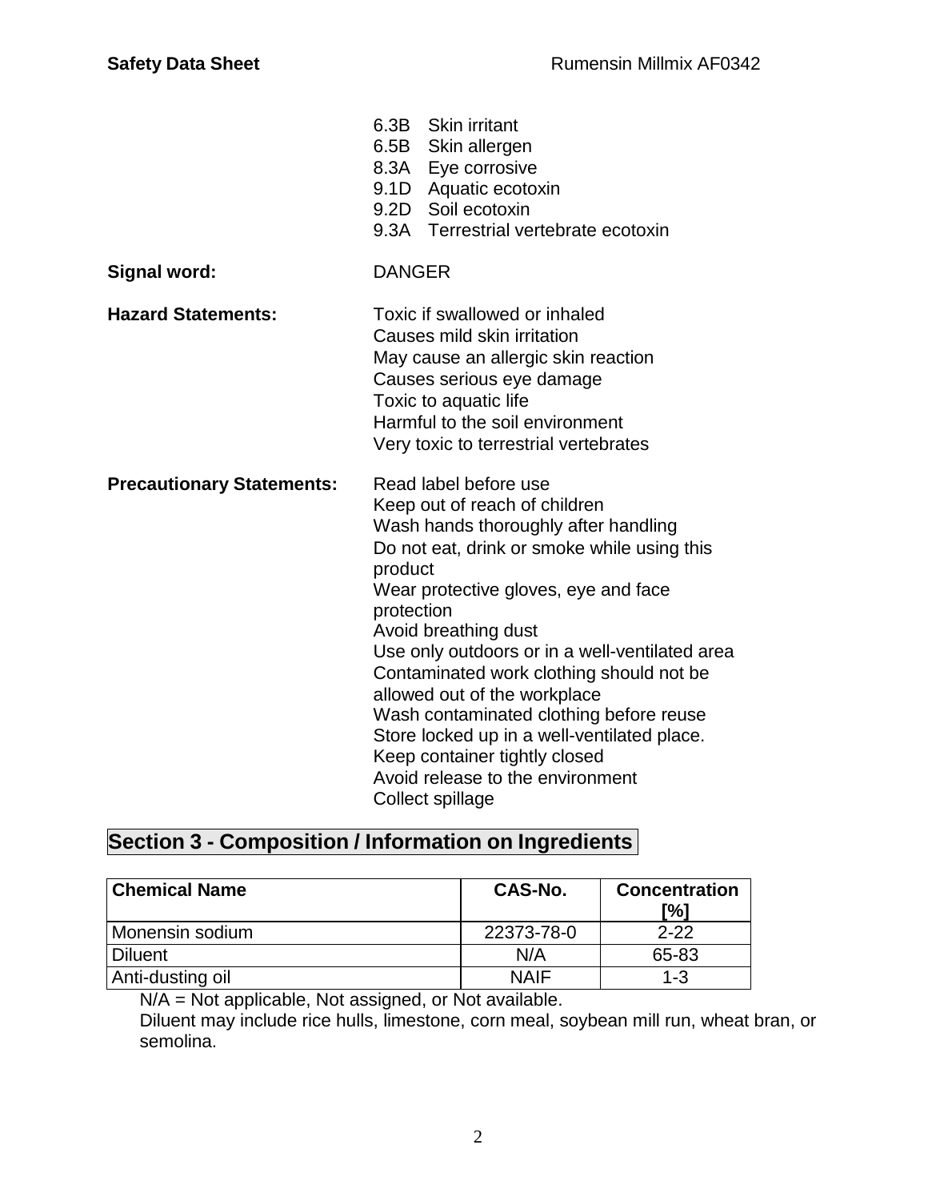6.3B Skin irritant
6.5B Skin allergen
8.3A Eye corrosive
9.1D Aquatic ecotoxin
9.2D Soil ecotoxin
9.3A Terrestrial vertebrate ecotoxin

**Signal word:** DANGER

**Hazard Statements:**
Toxic if swallowed or inhaled
Causes mild skin irritation
May cause an allergic skin reaction
Causes serious eye damage
Toxic to aquatic life
Harmful to the soil environment
Very toxic to terrestrial vertebrates

**Precautionary Statements:**
Read label before use
Keep out of reach of children
Wash hands thoroughly after handling
Do not eat, drink or smoke while using this product
Wear protective gloves, eye and face protection
Avoid breathing dust
Use only outdoors or in a well-ventilated area
Contaminated work clothing should not be allowed out of the workplace
Wash contaminated clothing before reuse
Store locked up in a well-ventilated place.
Keep container tightly closed
Avoid release to the environment
Collect spillage

## Section 3 - Composition / Information on Ingredients

| Chemical Name | CAS-No. | Concentration [%] |
|---|---|---|
| Monensin sodium | 22373-78-0 | 2-22 |
| Diluent | N/A | 65-83 |
| Anti-dusting oil | NAIF | 1-3 |

N/A = Not applicable, Not assigned, or Not available.
Diluent may include rice hulls, limestone, corn meal, soybean mill run, wheat bran, or semolina.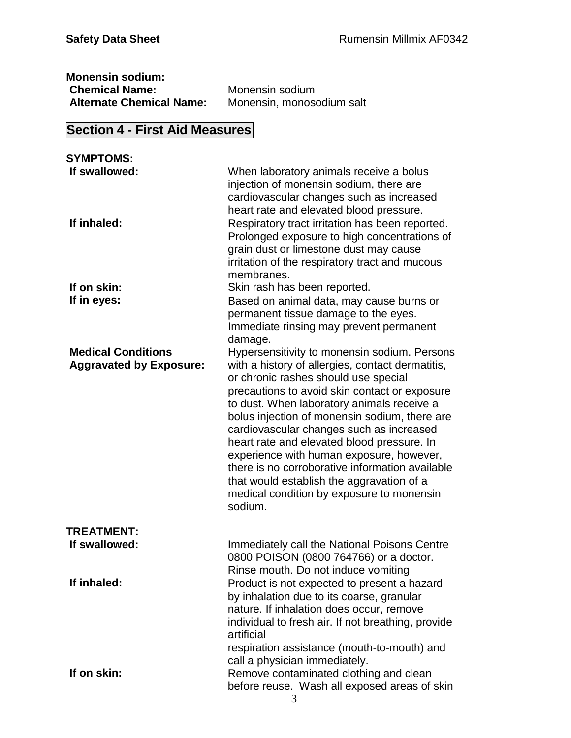**Monensin sodium:**

**Chemical Name:** Monensin sodium

**Alternate Chemical Name:** Monensin, monosodium salt

## Section 4 - First Aid Measures

**SYMPTOMS:**

**If swallowed:** When laboratory animals receive a bolus injection of monensin sodium, there are cardiovascular changes such as increased heart rate and elevated blood pressure.

**If inhaled:** Respiratory tract irritation has been reported. Prolonged exposure to high concentrations of grain dust or limestone dust may cause irritation of the respiratory tract and mucous membranes.

**If on skin:** Skin rash has been reported.

**If in eyes:** Based on animal data, may cause burns or permanent tissue damage to the eyes. Immediate rinsing may prevent permanent damage.

**Medical Conditions Aggravated by Exposure:** Hypersensitivity to monensin sodium. Persons with a history of allergies, contact dermatitis, or chronic rashes should use special precautions to avoid skin contact or exposure to dust. When laboratory animals receive a bolus injection of monensin sodium, there are cardiovascular changes such as increased heart rate and elevated blood pressure. In experience with human exposure, however, there is no corroborative information available that would establish the aggravation of a medical condition by exposure to monensin sodium.

**TREATMENT:**

**If swallowed:** Immediately call the National Poisons Centre 0800 POISON (0800 764766) or a doctor. Rinse mouth. Do not induce vomiting

**If inhaled:** Product is not expected to present a hazard by inhalation due to its coarse, granular nature. If inhalation does occur, remove individual to fresh air. If not breathing, provide artificial respiration assistance (mouth-to-mouth) and call a physician immediately.

**If on skin:** Remove contaminated clothing and clean before reuse. Wash all exposed areas of skin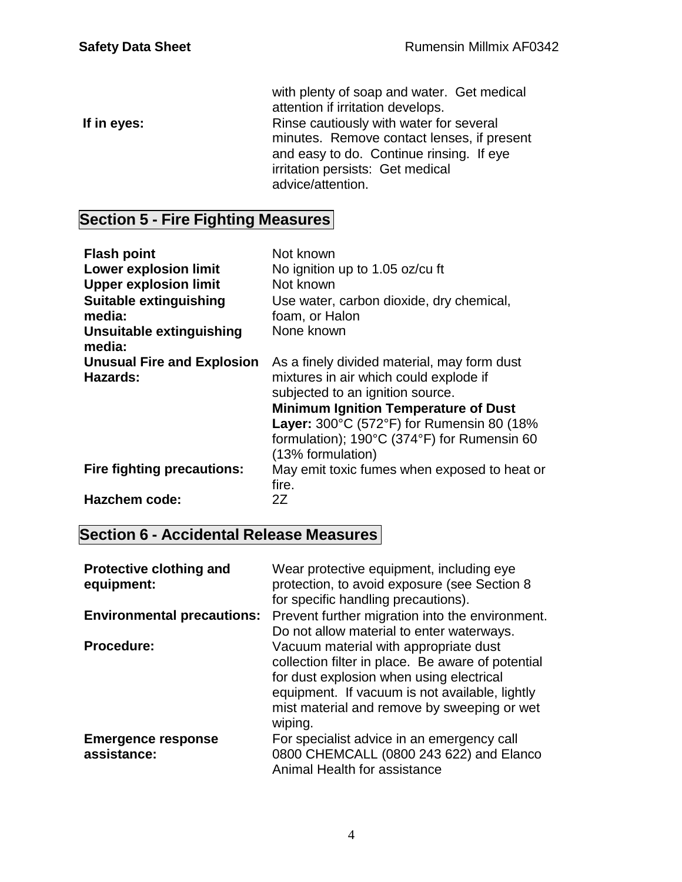| | |
|---|---|
| | with plenty of soap and water. Get medical attention if irritation develops. |
| **If in eyes:** | Rinse cautiously with water for several minutes. Remove contact lenses, if present and easy to do. Continue rinsing. If eye irritation persists: Get medical advice/attention. |

## Section 5 - Fire Fighting Measures

| | |
|---|---|
| **Flash point** | Not known |
| **Lower explosion limit** | No ignition up to 1.05 oz/cu ft |
| **Upper explosion limit** | Not known |
| **Suitable extinguishing media:** | Use water, carbon dioxide, dry chemical, foam, or Halon |
| **Unsuitable extinguishing media:** | None known |
| **Unusual Fire and Explosion Hazards:** | As a finely divided material, may form dust mixtures in air which could explode if subjected to an ignition source. **Minimum Ignition Temperature of Dust Layer:** 300°C (572°F) for Rumensin 80 (18% formulation); 190°C (374°F) for Rumensin 60 (13% formulation) |
| **Fire fighting precautions:** | May emit toxic fumes when exposed to heat or fire. |
| **Hazchem code:** | 2Z |

## Section 6 - Accidental Release Measures

| | |
|---|---|
| **Protective clothing and equipment:** | Wear protective equipment, including eye protection, to avoid exposure (see Section 8 for specific handling precautions). |
| **Environmental precautions:** | Prevent further migration into the environment. Do not allow material to enter waterways. |
| **Procedure:** | Vacuum material with appropriate dust collection filter in place. Be aware of potential for dust explosion when using electrical equipment. If vacuum is not available, lightly mist material and remove by sweeping or wet wiping. |
| **Emergence response assistance:** | For specialist advice in an emergency call 0800 CHEMCALL (0800 243 622) and Elanco Animal Health for assistance |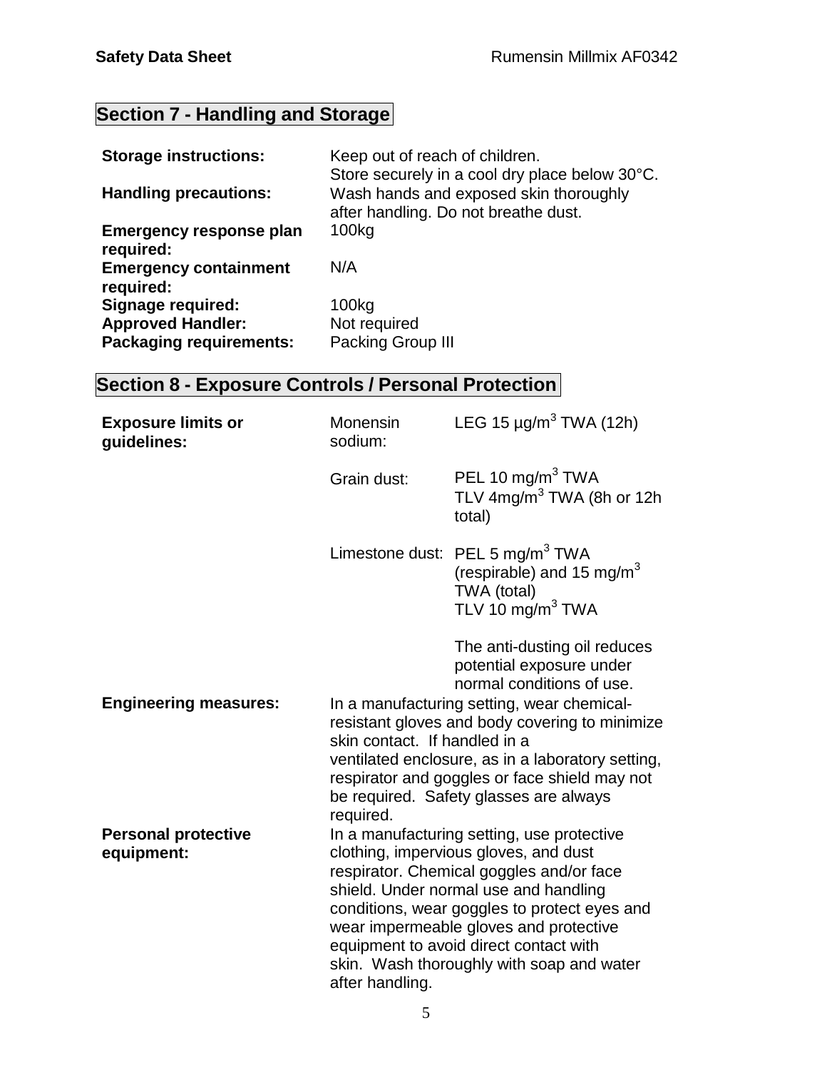## Section 7 - Handling and Storage

| | |
|---|---|
| **Storage instructions:** | Keep out of reach of children. Store securely in a cool dry place below 30°C. |
| **Handling precautions:** | Wash hands and exposed skin thoroughly after handling. Do not breathe dust. |
| **Emergency response plan required:** | 100kg |
| **Emergency containment required:** | N/A |
| **Signage required:** | 100kg |
| **Approved Handler:** | Not required |
| **Packaging requirements:** | Packing Group III |

## Section 8 - Exposure Controls / Personal Protection

| | | |
|---|---|---|
| **Exposure limits or guidelines:** | Monensin sodium: | LEG 15 µg/m$^3$ TWA (12h) |
| | Grain dust: | PEL 10 mg/m$^3$ TWA<br>TLV 4mg/m$^3$ TWA (8h or 12h total) |
| | Limestone dust: | PEL 5 mg/m$^3$ TWA (respirable) and 15 mg/m$^3$ TWA (total)<br>TLV 10 mg/m$^3$ TWA<br><br>The anti-dusting oil reduces potential exposure under normal conditions of use. |

**Engineering measures:** In a manufacturing setting, wear chemical-resistant gloves and body covering to minimize skin contact. If handled in a ventilated enclosure, as in a laboratory setting, respirator and goggles or face shield may not be required. Safety glasses are always required.

**Personal protective equipment:** In a manufacturing setting, use protective clothing, impervious gloves, and dust respirator. Chemical goggles and/or face shield. Under normal use and handling conditions, wear goggles to protect eyes and wear impermeable gloves and protective equipment to avoid direct contact with skin. Wash thoroughly with soap and water after handling.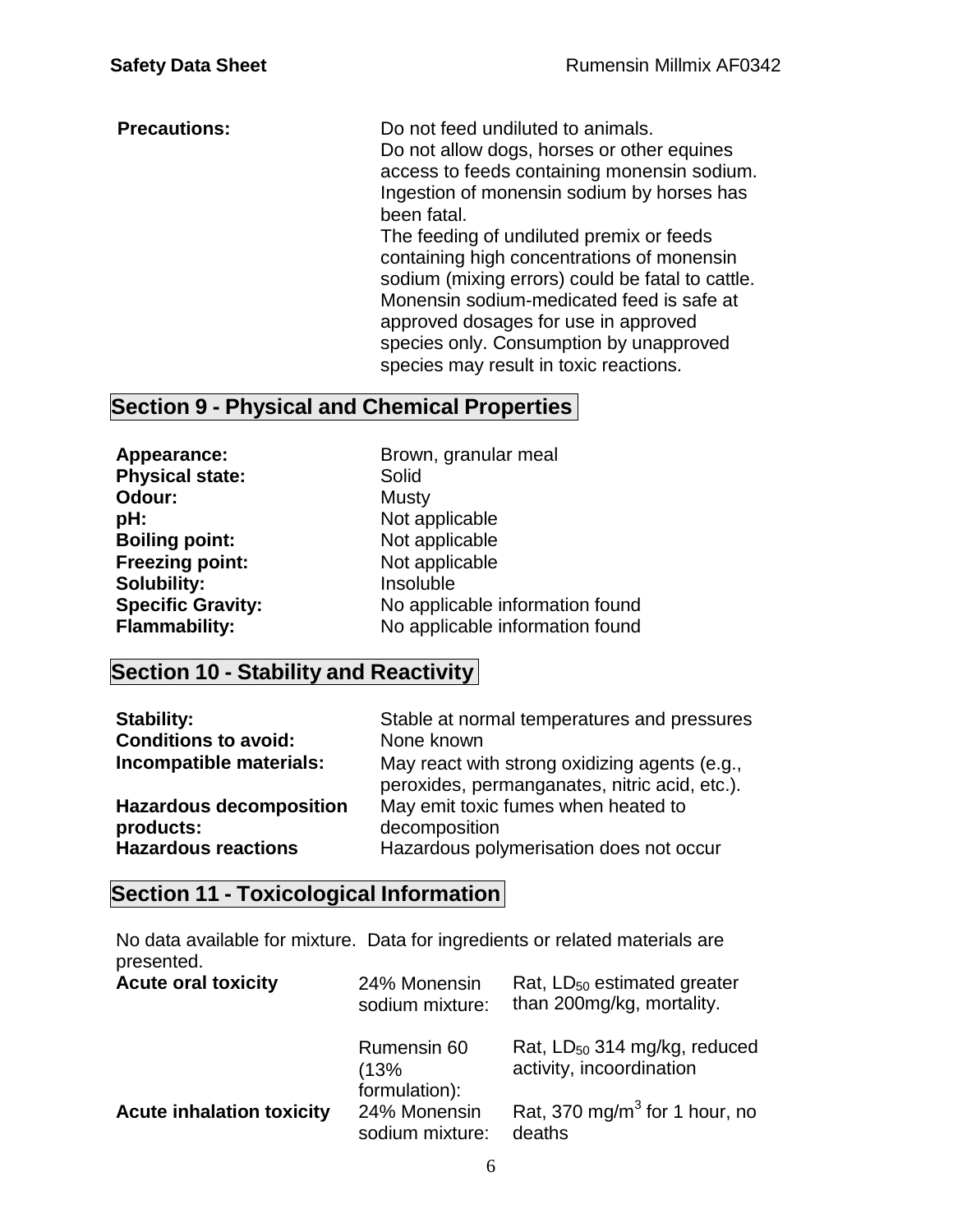**Precautions:** Do not feed undiluted to animals.
Do not allow dogs, horses or other equines access to feeds containing monensin sodium. Ingestion of monensin sodium by horses has been fatal.
The feeding of undiluted premix or feeds containing high concentrations of monensin sodium (mixing errors) could be fatal to cattle. Monensin sodium-medicated feed is safe at approved dosages for use in approved species only. Consumption by unapproved species may result in toxic reactions.

## Section 9 - Physical and Chemical Properties

| | |
|---|---|
| **Appearance:** | Brown, granular meal |
| **Physical state:** | Solid |
| **Odour:** | Musty |
| **pH:** | Not applicable |
| **Boiling point:** | Not applicable |
| **Freezing point:** | Not applicable |
| **Solubility:** | Insoluble |
| **Specific Gravity:** | No applicable information found |
| **Flammability:** | No applicable information found |

## Section 10 - Stability and Reactivity

| | |
|---|---|
| **Stability:** | Stable at normal temperatures and pressures |
| **Conditions to avoid:** | None known |
| **Incompatible materials:** | May react with strong oxidizing agents (e.g., peroxides, permanganates, nitric acid, etc.). |
| **Hazardous decomposition products:** | May emit toxic fumes when heated to decomposition |
| **Hazardous reactions** | Hazardous polymerisation does not occur |

## Section 11 - Toxicological Information

No data available for mixture. Data for ingredients or related materials are presented.

| | | |
|---|---|---|
| **Acute oral toxicity** | 24% Monensin sodium mixture: | Rat, $LD_{50}$ estimated greater than 200mg/kg, mortality. |
| | Rumensin 60 (13% formulation): | Rat, $LD_{50}$ 314 mg/kg, reduced activity, incoordination |
| **Acute inhalation toxicity** | 24% Monensin sodium mixture: | Rat, 370 $mg/m^3$ for 1 hour, no deaths |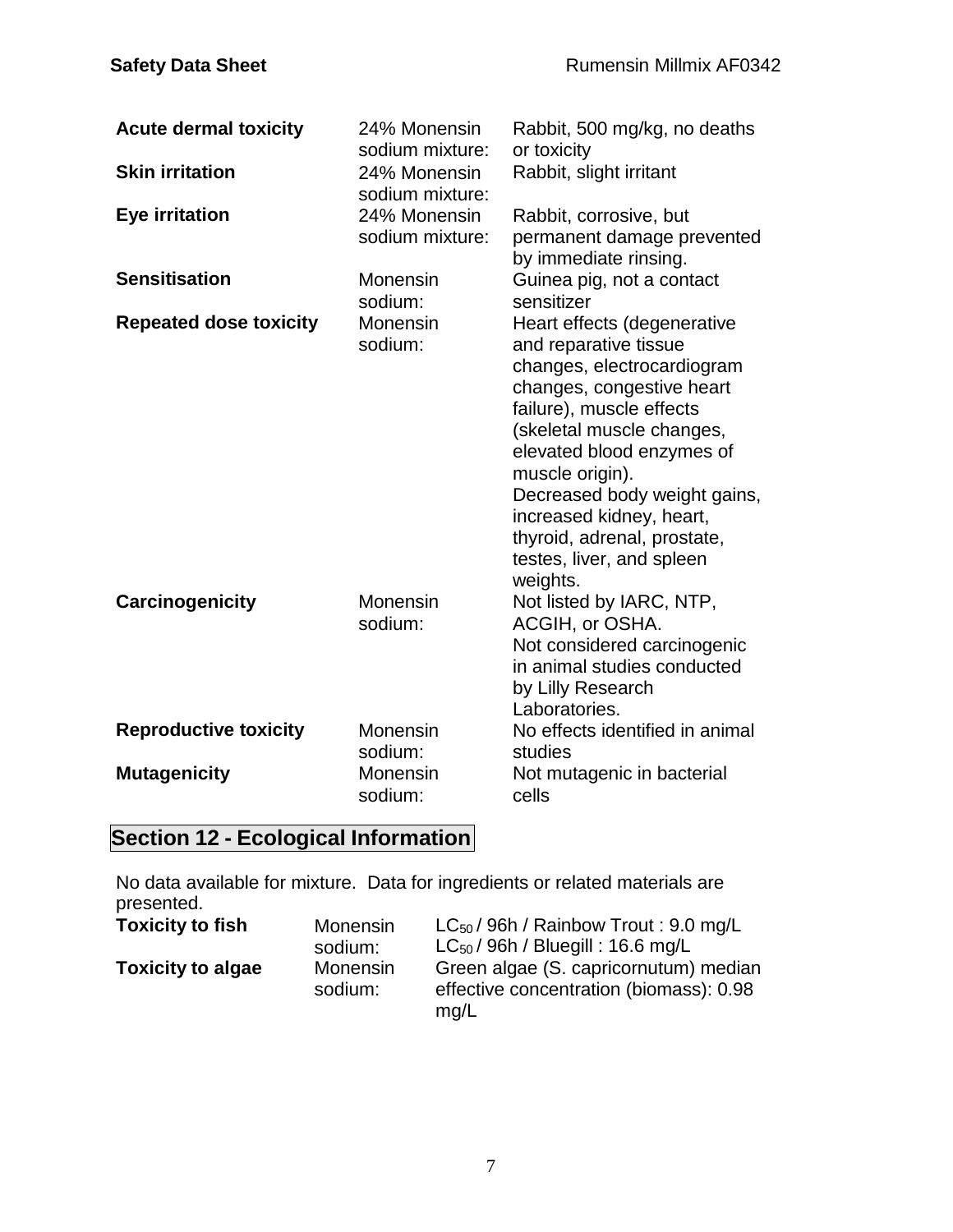| | | |
|---|---|---|
| **Acute dermal toxicity** | 24% Monensin sodium mixture: | Rabbit, 500 mg/kg, no deaths or toxicity |
| **Skin irritation** | 24% Monensin sodium mixture: | Rabbit, slight irritant |
| **Eye irritation** | 24% Monensin sodium mixture: | Rabbit, corrosive, but permanent damage prevented by immediate rinsing. |
| **Sensitisation** | Monensin sodium: | Guinea pig, not a contact sensitizer |
| **Repeated dose toxicity** | Monensin sodium: | Heart effects (degenerative and reparative tissue changes, electrocardiogram changes, congestive heart failure), muscle effects (skeletal muscle changes, elevated blood enzymes of muscle origin). Decreased body weight gains, increased kidney, heart, thyroid, adrenal, prostate, testes, liver, and spleen weights. |
| **Carcinogenicity** | Monensin sodium: | Not listed by IARC, NTP, ACGIH, or OSHA. Not considered carcinogenic in animal studies conducted by Lilly Research Laboratories. |
| **Reproductive toxicity** | Monensin sodium: | No effects identified in animal studies |
| **Mutagenicity** | Monensin sodium: | Not mutagenic in bacterial cells |

## Section 12 - Ecological Information

No data available for mixture. Data for ingredients or related materials are presented.

| | | |
|---|---|---|
| **Toxicity to fish** | Monensin sodium: | $LC_{50}$ / 96h / Rainbow Trout : 9.0 mg/L<br>$LC_{50}$ / 96h / Bluegill : 16.6 mg/L |
| **Toxicity to algae** | Monensin sodium: | Green algae (S. capricornutum) median effective concentration (biomass): 0.98 mg/L |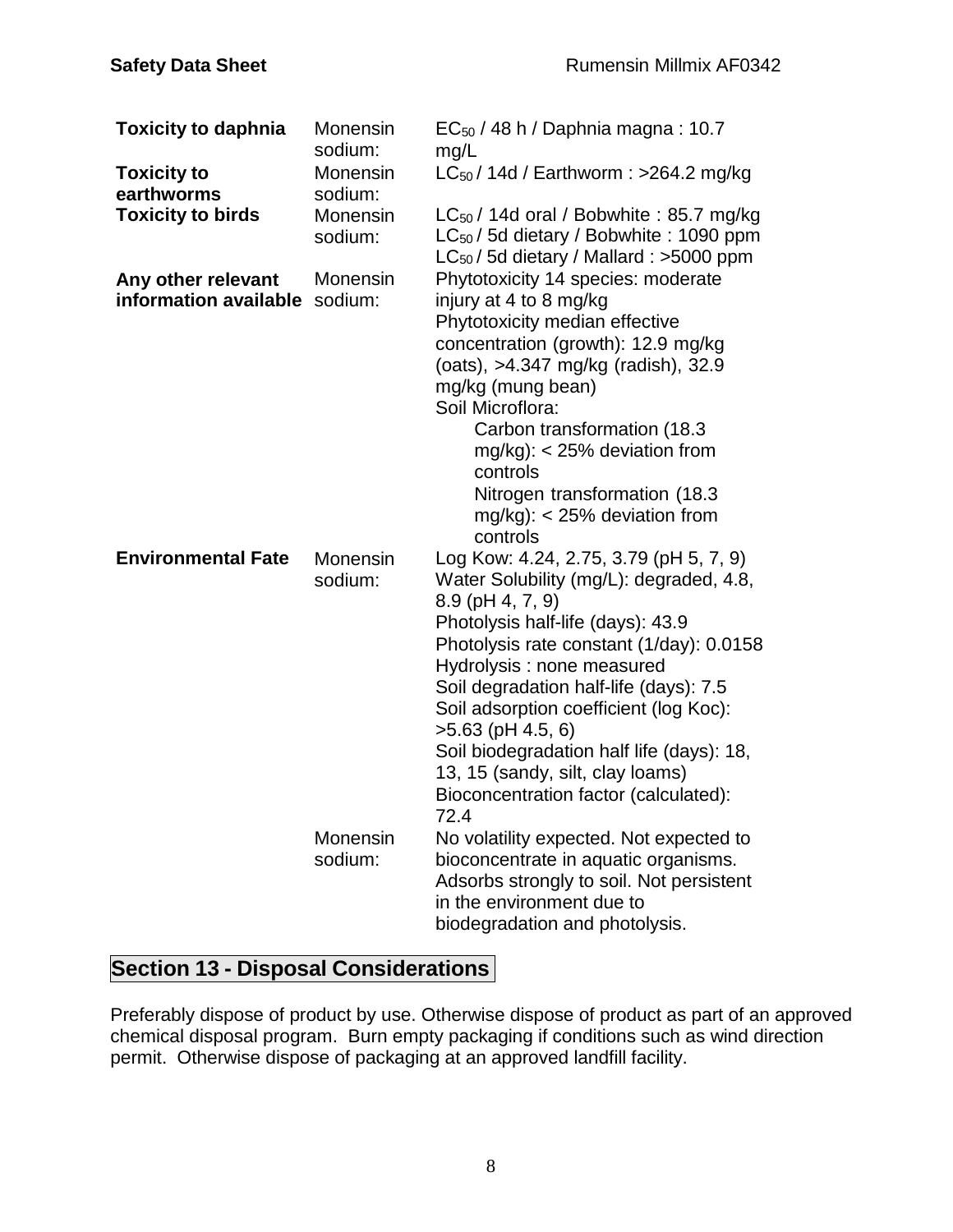| | | |
|---|---|---|
| **Toxicity to daphnia** | Monensin sodium: | $EC_{50}$ / 48 h / Daphnia magna : 10.7 mg/L |
| **Toxicity to earthworms** | Monensin sodium: | $LC_{50}$ / 14d / Earthworm : >264.2 mg/kg |
| **Toxicity to birds** | Monensin sodium: | $LC_{50}$ / 14d oral / Bobwhite : 85.7 mg/kg<br>$LC_{50}$ / 5d dietary / Bobwhite : 1090 ppm<br>$LC_{50}$ / 5d dietary / Mallard : >5000 ppm |
| **Any other relevant information available** | Monensin sodium: | Phytotoxicity 14 species: moderate injury at 4 to 8 mg/kg<br>Phytotoxicity median effective concentration (growth): 12.9 mg/kg (oats), >4.347 mg/kg (radish), 32.9 mg/kg (mung bean)<br>Soil Microflora:<br>Carbon transformation (18.3 mg/kg): < 25% deviation from controls<br>Nitrogen transformation (18.3 mg/kg): < 25% deviation from controls |
| **Environmental Fate** | Monensin sodium: | Log Kow: 4.24, 2.75, 3.79 (pH 5, 7, 9)<br>Water Solubility (mg/L): degraded, 4.8, 8.9 (pH 4, 7, 9)<br>Photolysis half-life (days): 43.9<br>Photolysis rate constant (1/day): 0.0158<br>Hydrolysis : none measured<br>Soil degradation half-life (days): 7.5<br>Soil adsorption coefficient (log Koc): >5.63 (pH 4.5, 6)<br>Soil biodegradation half life (days): 18, 13, 15 (sandy, silt, clay loams)<br>Bioconcentration factor (calculated): 72.4 |
| | Monensin sodium: | No volatility expected. Not expected to bioconcentrate in aquatic organisms. Adsorbs strongly to soil. Not persistent in the environment due to biodegradation and photolysis. |

## Section 13 - Disposal Considerations

Preferably dispose of product by use. Otherwise dispose of product as part of an approved chemical disposal program. Burn empty packaging if conditions such as wind direction permit. Otherwise dispose of packaging at an approved landfill facility.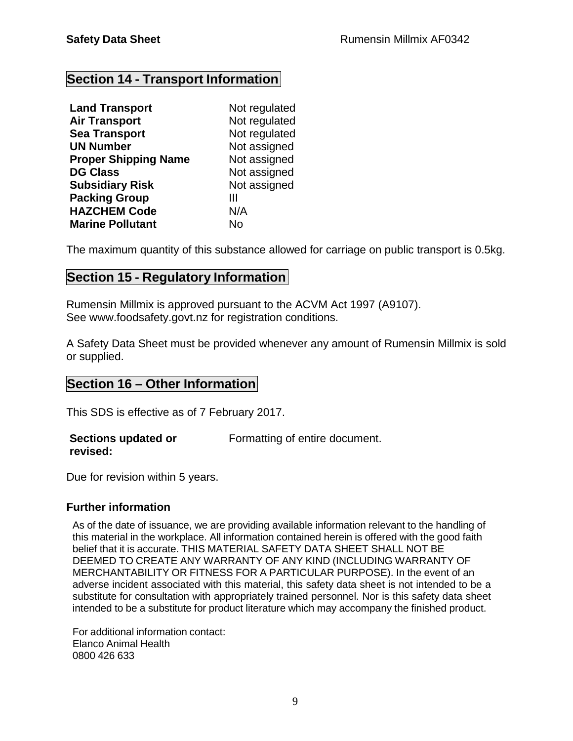## Section 14 - Transport Information

| | |
|---|---|
| **Land Transport** | Not regulated |
| **Air Transport** | Not regulated |
| **Sea Transport** | Not regulated |
| **UN Number** | Not assigned |
| **Proper Shipping Name** | Not assigned |
| **DG Class** | Not assigned |
| **Subsidiary Risk** | Not assigned |
| **Packing Group** | III |
| **HAZCHEM Code** | N/A |
| **Marine Pollutant** | No |

The maximum quantity of this substance allowed for carriage on public transport is 0.5kg.

## Section 15 - Regulatory Information

Rumensin Millmix is approved pursuant to the ACVM Act 1997 (A9107).
See www.foodsafety.govt.nz for registration conditions.

A Safety Data Sheet must be provided whenever any amount of Rumensin Millmix is sold or supplied.

## Section 16 – Other Information

This SDS is effective as of 7 February 2017.

| | |
|---|---|
| **Sections updated or revised:** | Formatting of entire document. |

Due for revision within 5 years.

### Further information

As of the date of issuance, we are providing available information relevant to the handling of this material in the workplace. All information contained herein is offered with the good faith belief that it is accurate. THIS MATERIAL SAFETY DATA SHEET SHALL NOT BE DEEMED TO CREATE ANY WARRANTY OF ANY KIND (INCLUDING WARRANTY OF MERCHANTABILITY OR FITNESS FOR A PARTICULAR PURPOSE). In the event of an adverse incident associated with this material, this safety data sheet is not intended to be a substitute for consultation with appropriately trained personnel. Nor is this safety data sheet intended to be a substitute for product literature which may accompany the finished product.

For additional information contact:
Elanco Animal Health
0800 426 633